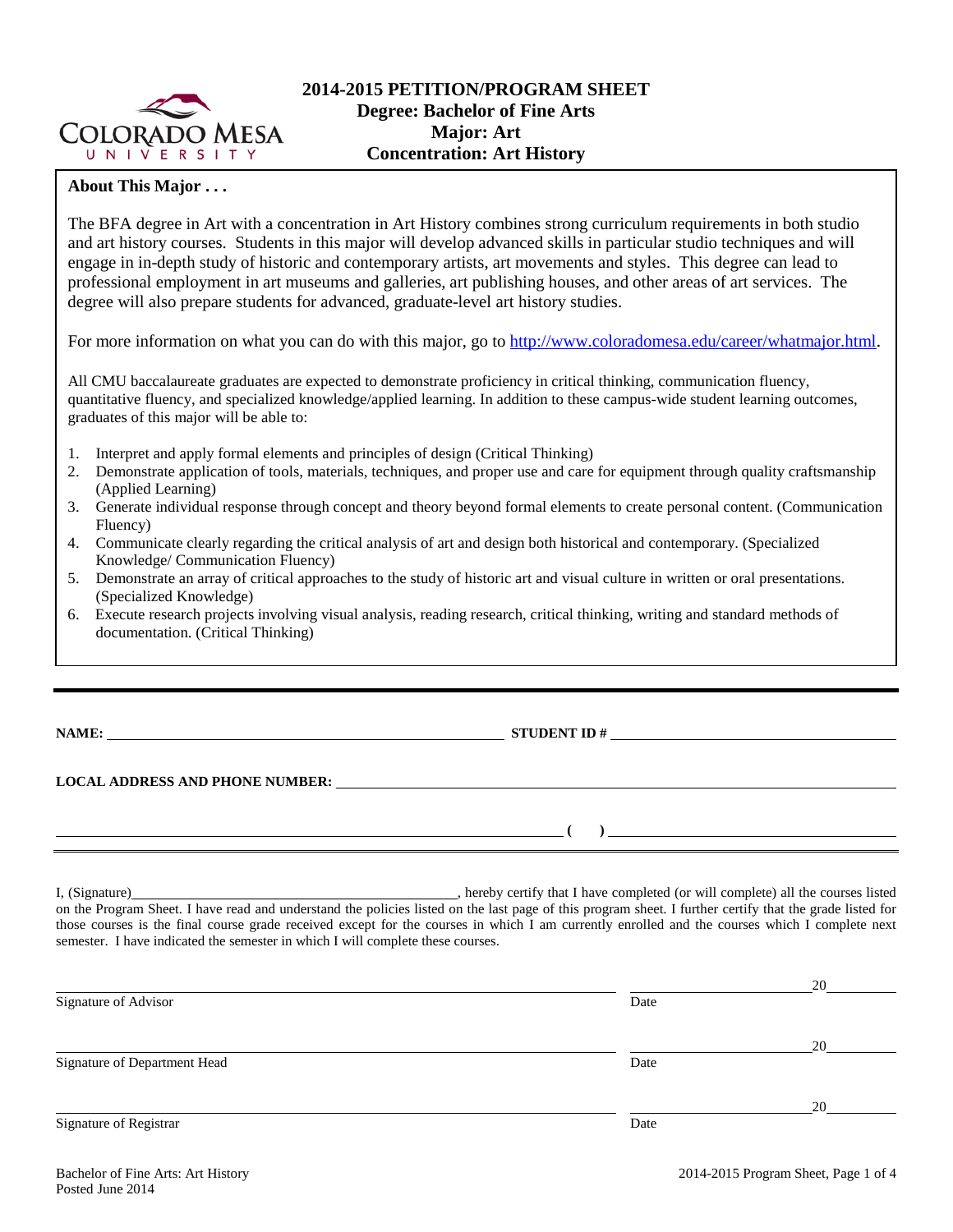COLORADO MESA UNIVERSITY

# 2014-2015 PETITION/PROGRAM SHEET
## Degree: Bachelor of Fine Arts
## Major: Art
## Concentration: Art History

**About This Major . . .**

The BFA degree in Art with a concentration in Art History combines strong curriculum requirements in both studio and art history courses. Students in this major will develop advanced skills in particular studio techniques and will engage in in-depth study of historic and contemporary artists, art movements and styles. This degree can lead to professional employment in art museums and galleries, art publishing houses, and other areas of art services. The degree will also prepare students for advanced, graduate-level art history studies.

For more information on what you can do with this major, go to http://www.coloradomesa.edu/career/whatmajor.html.

All CMU baccalaureate graduates are expected to demonstrate proficiency in critical thinking, communication fluency, quantitative fluency, and specialized knowledge/applied learning. In addition to these campus-wide student learning outcomes, graduates of this major will be able to:

1. Interpret and apply formal elements and principles of design (Critical Thinking)
2. Demonstrate application of tools, materials, techniques, and proper use and care for equipment through quality craftsmanship (Applied Learning)
3. Generate individual response through concept and theory beyond formal elements to create personal content. (Communication Fluency)
4. Communicate clearly regarding the critical analysis of art and design both historical and contemporary. (Specialized Knowledge/ Communication Fluency)
5. Demonstrate an array of critical approaches to the study of historic art and visual culture in written or oral presentations. (Specialized Knowledge)
6. Execute research projects involving visual analysis, reading research, critical thinking, writing and standard methods of documentation. (Critical Thinking)

---

**NAME:** ______________________________ **STUDENT ID #** ______________________________

**LOCAL ADDRESS AND PHONE NUMBER:** ______________________________

______________________________ **(    )** ______________________________

I, (Signature)______________________________, hereby certify that I have completed (or will complete) all the courses listed on the Program Sheet. I have read and understand the policies listed on the last page of this program sheet. I further certify that the grade listed for those courses is the final course grade received except for the courses in which I am currently enrolled and the courses which I complete next semester. I have indicated the semester in which I will complete these courses.

______________________________ ______________ 20______
Signature of Advisor Date

______________________________ ______________ 20______
Signature of Department Head Date

______________________________ ______________ 20______
Signature of Registrar Date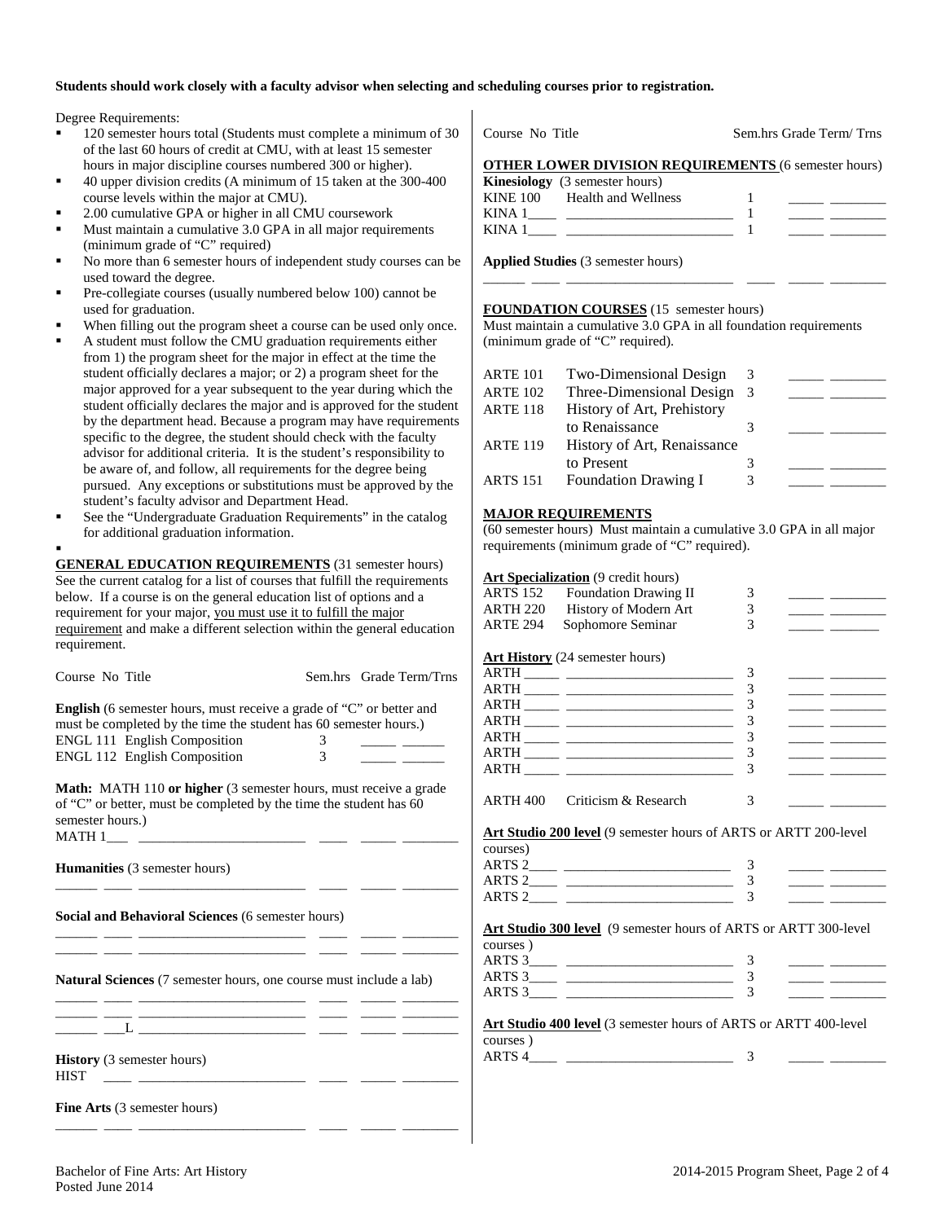**Students should work closely with a faculty advisor when selecting and scheduling courses prior to registration.**

Degree Requirements:

- 120 semester hours total (Students must complete a minimum of 30 of the last 60 hours of credit at CMU, with at least 15 semester hours in major discipline courses numbered 300 or higher).
- 40 upper division credits (A minimum of 15 taken at the 300-400 course levels within the major at CMU).
- 2.00 cumulative GPA or higher in all CMU coursework
- Must maintain a cumulative 3.0 GPA in all major requirements (minimum grade of "C" required)
- No more than 6 semester hours of independent study courses can be used toward the degree.
- Pre-collegiate courses (usually numbered below 100) cannot be used for graduation.
- When filling out the program sheet a course can be used only once.
- A student must follow the CMU graduation requirements either from 1) the program sheet for the major in effect at the time the student officially declares a major; or 2) a program sheet for the major approved for a year subsequent to the year during which the student officially declares the major and is approved for the student by the department head. Because a program may have requirements specific to the degree, the student should check with the faculty advisor for additional criteria. It is the student's responsibility to be aware of, and follow, all requirements for the degree being pursued. Any exceptions or substitutions must be approved by the student's faculty advisor and Department Head.
- See the "Undergraduate Graduation Requirements" in the catalog for additional graduation information.

**GENERAL EDUCATION REQUIREMENTS** (31 semester hours) See the current catalog for a list of courses that fulfill the requirements below. If a course is on the general education list of options and a requirement for your major, you must use it to fulfill the major requirement and make a different selection within the general education requirement.

| Course No Title | Sem.hrs | Grade | Term/Trns |
|---|---|---|---|

**English** (6 semester hours, must receive a grade of "C" or better and must be completed by the time the student has 60 semester hours.)

| Course No Title | Sem.hrs | Grade | Term/Trns |
|---|---|---|---|
| ENGL 111 English Composition | 3 | _____ | _____ |
| ENGL 112 English Composition | 3 | _____ | _____ |

**Math:** MATH 110 **or higher** (3 semester hours, must receive a grade of "C" or better, must be completed by the time the student has 60 semester hours.)

MATH 1___ ________________________ ____ _____ ________

**Humanities** (3 semester hours)

______ ____ ________________________ ____ _____ ________

**Social and Behavioral Sciences** (6 semester hours)

______ ____ ________________________ ____ _____ ________
______ ____ ________________________ ____ _____ ________

**Natural Sciences** (7 semester hours, one course must include a lab)

______ ____ ________________________ ____ _____ ________
______ ____ ________________________ ____ _____ ________
______ ___L ________________________ ____ _____ ________

**History** (3 semester hours)

HIST ____ ________________________ ____ _____ ________

**Fine Arts** (3 semester hours)

______ ____ ________________________ ____ _____ ________

| Course No Title | Sem.hrs | Grade | Term/ Trns |
|---|---|---|---|

**OTHER LOWER DIVISION REQUIREMENTS** (6 semester hours)

**Kinesiology** (3 semester hours)

| Course No Title | Sem.hrs | Grade | Term/Trns |
|---|---|---|---|
| KINE 100 Health and Wellness | 1 | _____ | ________ |
| KINA 1____ ________________________ | 1 | _____ | ________ |
| KINA 1____ ________________________ | 1 | _____ | ________ |

**Applied Studies** (3 semester hours)

______ ____ ________________________ ____ _____ ________

**FOUNDATION COURSES** (15 semester hours)
Must maintain a cumulative 3.0 GPA in all foundation requirements (minimum grade of "C" required).

| Course No Title | Sem.hrs | Grade | Term/Trns |
|---|---|---|---|
| ARTE 101 Two-Dimensional Design | 3 | _____ | ________ |
| ARTE 102 Three-Dimensional Design | 3 | _____ | ________ |
| ARTE 118 History of Art, Prehistory to Renaissance | 3 | _____ | ________ |
| ARTE 119 History of Art, Renaissance to Present | 3 | _____ | ________ |
| ARTS 151 Foundation Drawing I | 3 | _____ | ________ |

**MAJOR REQUIREMENTS**
(60 semester hours) Must maintain a cumulative 3.0 GPA in all major requirements (minimum grade of "C" required).

**Art Specialization** (9 credit hours)

| Course No Title | Sem.hrs | Grade | Term/Trns |
|---|---|---|---|
| ARTS 152 Foundation Drawing II | 3 | _____ | ________ |
| ARTH 220 History of Modern Art | 3 | _____ | ________ |
| ARTE 294 Sophomore Seminar | 3 | _____ | ________ |

**Art History** (24 semester hours)

| Course No Title | Sem.hrs | Grade | Term/Trns |
|---|---|---|---|
| ARTH _____ ________________________ | 3 | _____ | ________ |
| ARTH _____ ________________________ | 3 | _____ | ________ |
| ARTH _____ ________________________ | 3 | _____ | ________ |
| ARTH _____ ________________________ | 3 | _____ | ________ |
| ARTH _____ ________________________ | 3 | _____ | ________ |
| ARTH _____ ________________________ | 3 | _____ | ________ |
| ARTH _____ ________________________ | 3 | _____ | ________ |
| ARTH 400 Criticism & Research | 3 | _____ | ________ |

**Art Studio 200 level** (9 semester hours of ARTS or ARTT 200-level courses)

| Course No Title | Sem.hrs | Grade | Term/Trns |
|---|---|---|---|
| ARTS 2____ ________________________ | 3 | _____ | ________ |
| ARTS 2____ ________________________ | 3 | _____ | ________ |
| ARTS 2____ ________________________ | 3 | _____ | ________ |

**Art Studio 300 level** (9 semester hours of ARTS or ARTT 300-level courses )

| Course No Title | Sem.hrs | Grade | Term/Trns |
|---|---|---|---|
| ARTS 3____ ________________________ | 3 | _____ | ________ |
| ARTS 3____ ________________________ | 3 | _____ | ________ |
| ARTS 3____ ________________________ | 3 | _____ | ________ |

**Art Studio 400 level** (3 semester hours of ARTS or ARTT 400-level courses )

| Course No Title | Sem.hrs | Grade | Term/Trns |
|---|---|---|---|
| ARTS 4____ ________________________ | 3 | _____ | ________ |

Bachelor of Fine Arts: Art History
Posted June 2014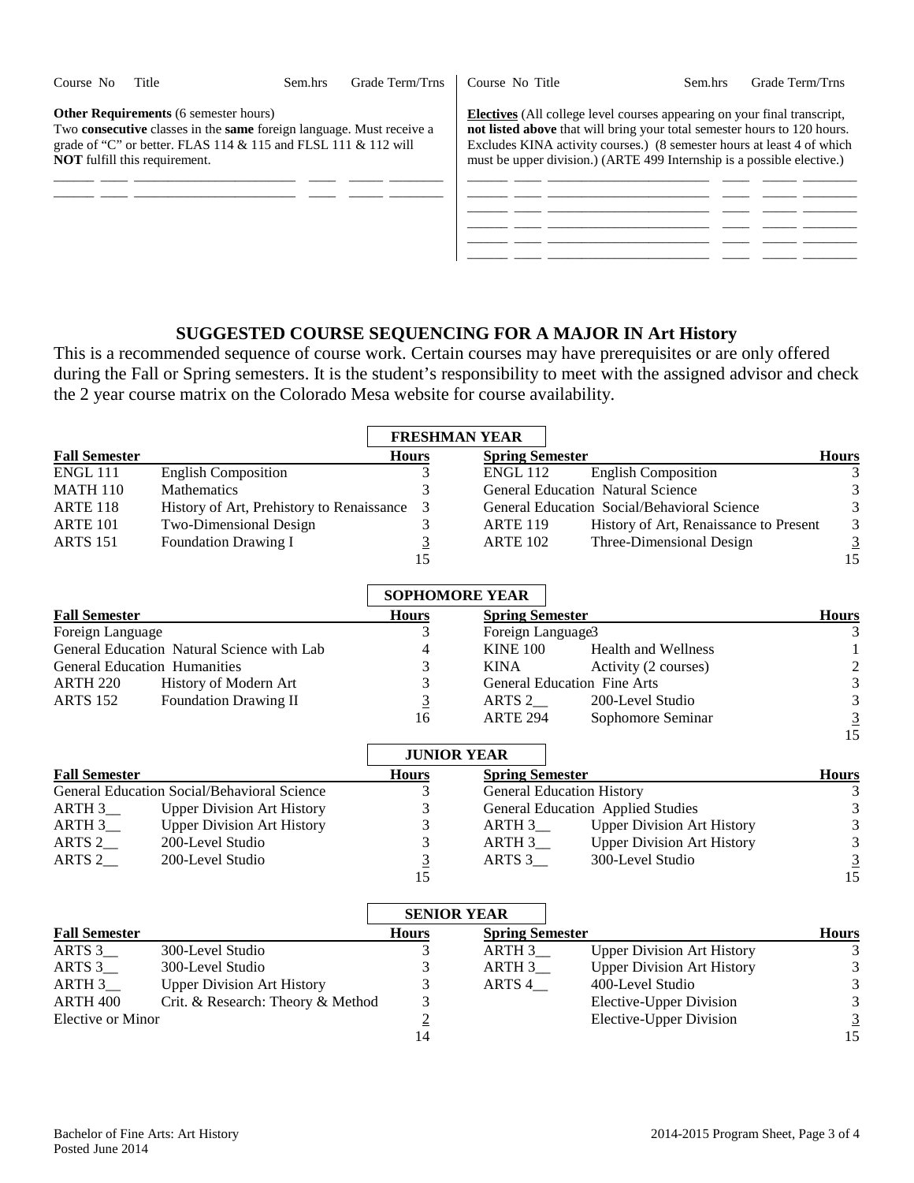| Course No | Title | Sem.hrs | Grade | Term/Trns |
|---|---|---|---|---|

**Other Requirements** (6 semester hours)
Two **consecutive** classes in the **same** foreign language. Must receive a grade of "C" or better. FLAS 114 & 115 and FLSL 111 & 112 will **NOT** fulfill this requirement.

| Course No | Title | Sem.hrs | Grade | Term/Trns |
|---|---|---|---|---|
| | | | | |
| | | | | |

| Course No | Title | Sem.hrs | Grade | Term/Trns |
|---|---|---|---|---|

**Electives** (All college level courses appearing on your final transcript, **not listed above** that will bring your total semester hours to 120 hours. Excludes KINA activity courses.) (8 semester hours at least 4 of which must be upper division.) (ARTE 499 Internship is a possible elective.)

| Course No | Title | Sem.hrs | Grade | Term/Trns |
|---|---|---|---|---|
| | | | | |
| | | | | |
| | | | | |
| | | | | |
| | | | | |
| | | | | |

## SUGGESTED COURSE SEQUENCING FOR A MAJOR IN Art History

This is a recommended sequence of course work. Certain courses may have prerequisites or are only offered during the Fall or Spring semesters. It is the student's responsibility to meet with the assigned advisor and check the 2 year course matrix on the Colorado Mesa website for course availability.

### FRESHMAN YEAR

| Fall Semester | | Hours | Spring Semester | | Hours |
|---|---|---|---|---|---|
| ENGL 111 | English Composition | 3 | ENGL 112 | English Composition | 3 |
| MATH 110 | Mathematics | 3 | General Education Natural Science | | 3 |
| ARTE 118 | History of Art, Prehistory to Renaissance | 3 | General Education Social/Behavioral Science | | 3 |
| ARTE 101 | Two-Dimensional Design | 3 | ARTE 119 | History of Art, Renaissance to Present | 3 |
| ARTS 151 | Foundation Drawing I | 3 | ARTE 102 | Three-Dimensional Design | 3 |
| | | 15 | | | 15 |

### SOPHOMORE YEAR

| Fall Semester | | Hours | Spring Semester | | Hours |
|---|---|---|---|---|---|
| Foreign Language | | 3 | Foreign Language3 | | 3 |
| General Education Natural Science with Lab | | 4 | KINE 100 | Health and Wellness | 1 |
| General Education Humanities | | 3 | KINA | Activity (2 courses) | 2 |
| ARTH 220 | History of Modern Art | 3 | General Education Fine Arts | | 3 |
| ARTS 152 | Foundation Drawing II | 3 | ARTS 2__ | 200-Level Studio | 3 |
| | | 16 | ARTE 294 | Sophomore Seminar | 3 |
| | | | | | 15 |

### JUNIOR YEAR

| Fall Semester | | Hours | Spring Semester | | Hours |
|---|---|---|---|---|---|
| General Education Social/Behavioral Science | | 3 | General Education History | | 3 |
| ARTH 3__ | Upper Division Art History | 3 | General Education Applied Studies | | 3 |
| ARTH 3__ | Upper Division Art History | 3 | ARTH 3__ | Upper Division Art History | 3 |
| ARTS 2__ | 200-Level Studio | 3 | ARTH 3__ | Upper Division Art History | 3 |
| ARTS 2__ | 200-Level Studio | 3 | ARTS 3__ | 300-Level Studio | 3 |
| | | 15 | | | 15 |

### SENIOR YEAR

| Fall Semester | | Hours | Spring Semester | | Hours |
|---|---|---|---|---|---|
| ARTS 3__ | 300-Level Studio | 3 | ARTH 3__ | Upper Division Art History | 3 |
| ARTS 3__ | 300-Level Studio | 3 | ARTH 3__ | Upper Division Art History | 3 |
| ARTH 3__ | Upper Division Art History | 3 | ARTS 4__ | 400-Level Studio | 3 |
| ARTH 400 | Crit. & Research: Theory & Method | 3 | | Elective-Upper Division | 3 |
| Elective or Minor | | 2 | | Elective-Upper Division | 3 |
| | | 14 | | | 15 |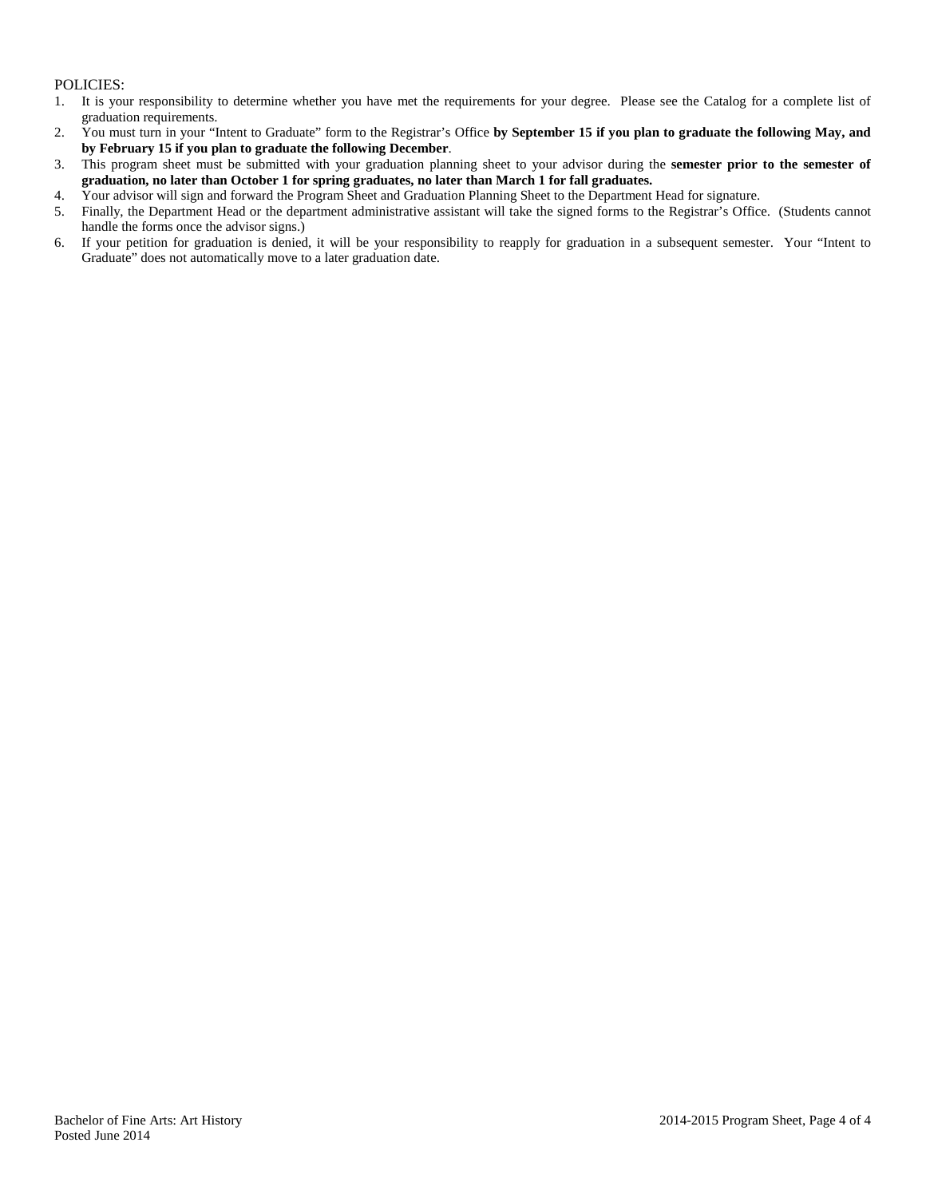POLICIES:

1. It is your responsibility to determine whether you have met the requirements for your degree. Please see the Catalog for a complete list of graduation requirements.
2. You must turn in your "Intent to Graduate" form to the Registrar's Office **by September 15 if you plan to graduate the following May, and by February 15 if you plan to graduate the following December**.
3. This program sheet must be submitted with your graduation planning sheet to your advisor during the **semester prior to the semester of graduation, no later than October 1 for spring graduates, no later than March 1 for fall graduates.**
4. Your advisor will sign and forward the Program Sheet and Graduation Planning Sheet to the Department Head for signature.
5. Finally, the Department Head or the department administrative assistant will take the signed forms to the Registrar's Office. (Students cannot handle the forms once the advisor signs.)
6. If your petition for graduation is denied, it will be your responsibility to reapply for graduation in a subsequent semester. Your "Intent to Graduate" does not automatically move to a later graduation date.